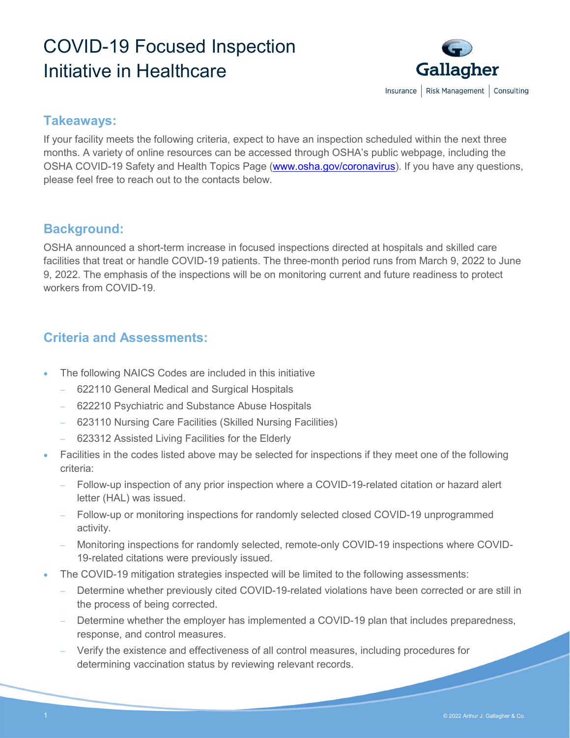# COVID-19 Focused Inspection Initiative in Healthcare

Gallagher

Insurance | Risk Management | Consulting

## Takeaways:

If your facility meets the following criteria, expect to have an inspection scheduled within the next three months. A variety of online resources can be accessed through OSHA's public webpage, including the OSHA COVID-19 Safety and Health Topics Page (www.osha.gov/coronavirus). If you have any questions, please feel free to reach out to the contacts below.

## Background:

OSHA announced a short-term increase in focused inspections directed at hospitals and skilled care facilities that treat or handle COVID-19 patients. The three-month period runs from March 9, 2022 to June 9, 2022. The emphasis of the inspections will be on monitoring current and future readiness to protect workers from COVID-19.

## Criteria and Assessments:

- The following NAICS Codes are included in this initiative
  - 622110 General Medical and Surgical Hospitals
  - 622210 Psychiatric and Substance Abuse Hospitals
  - 623110 Nursing Care Facilities (Skilled Nursing Facilities)
  - 623312 Assisted Living Facilities for the Elderly
- Facilities in the codes listed above may be selected for inspections if they meet one of the following criteria:
  - Follow-up inspection of any prior inspection where a COVID-19-related citation or hazard alert letter (HAL) was issued.
  - Follow-up or monitoring inspections for randomly selected closed COVID-19 unprogrammed activity.
  - Monitoring inspections for randomly selected, remote-only COVID-19 inspections where COVID-19-related citations were previously issued.
- The COVID-19 mitigation strategies inspected will be limited to the following assessments:
  - Determine whether previously cited COVID-19-related violations have been corrected or are still in the process of being corrected.
  - Determine whether the employer has implemented a COVID-19 plan that includes preparedness, response, and control measures.
  - Verify the existence and effectiveness of all control measures, including procedures for determining vaccination status by reviewing relevant records.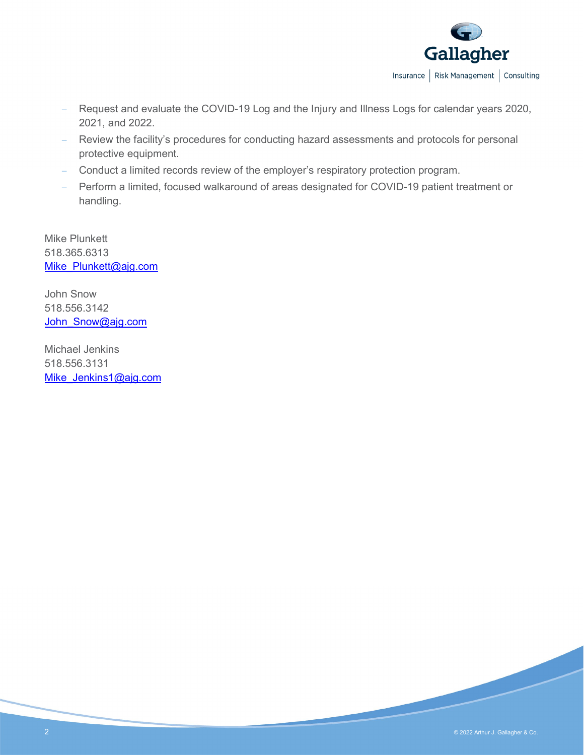- Request and evaluate the COVID-19 Log and the Injury and Illness Logs for calendar years 2020, 2021, and 2022.
- Review the facility's procedures for conducting hazard assessments and protocols for personal protective equipment.
- Conduct a limited records review of the employer's respiratory protection program.
- Perform a limited, focused walkaround of areas designated for COVID-19 patient treatment or handling.

Mike Plunkett
518.365.6313
Mike_Plunkett@ajg.com

John Snow
518.556.3142
John_Snow@ajg.com

Michael Jenkins
518.556.3131
Mike_Jenkins1@ajg.com